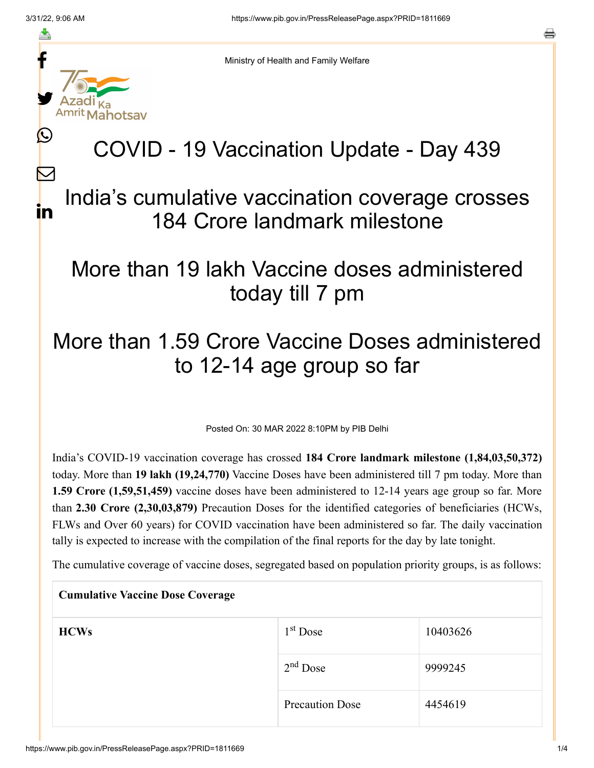Ministry of Health and Family Welfare

# COVID - 19 Vaccination Update - Day 439

## India's cumulative vaccination coverage crosses 184 Crore landmark milestone

## More than 19 lakh Vaccine doses administered today till 7 pm

## More than 1.59 Crore Vaccine Doses administered to 12-14 age group so far

Posted On: 30 MAR 2022 8:10PM by PIB Delhi

India's COVID-19 vaccination coverage has crossed **184 Crore landmark milestone (1,84,03,50,372)** today. More than **19 lakh (19,24,770)** Vaccine Doses have been administered till 7 pm today. More than **1.59 Crore (1,59,51,459)** vaccine doses have been administered to 12-14 years age group so far. More than **2.30 Crore (2,30,03,879)** Precaution Doses for the identified categories of beneficiaries (HCWs, FLWs and Over 60 years) for COVID vaccination have been administered so far. The daily vaccination tally is expected to increase with the compilation of the final reports for the day by late tonight.

The cumulative coverage of vaccine doses, segregated based on population priority groups, is as follows:

| **Cumulative Vaccine Dose Coverage** | | |
|---|---|---|
| **HCWs** | 1st Dose | 10403626 |
| | 2nd Dose | 9999245 |
| | Precaution Dose | 4454619 |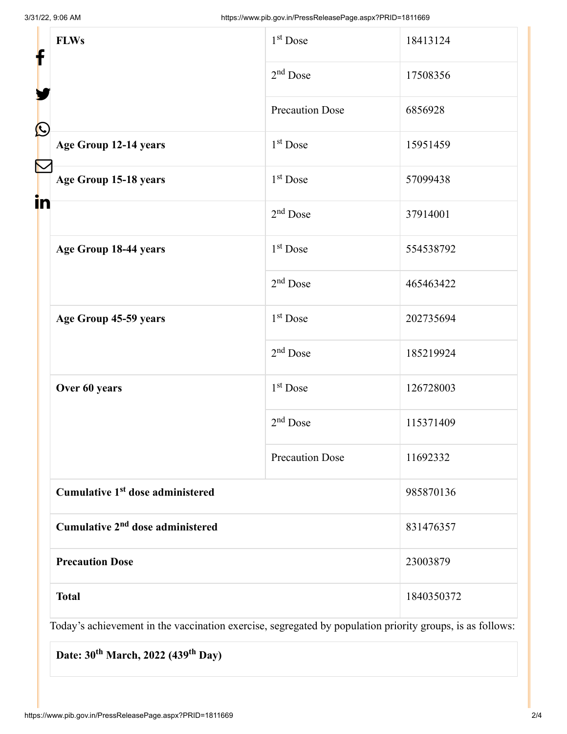| FLWs | 1st Dose | 18413124 |
| --- | --- | --- |
| | 2nd Dose | 17508356 |
| | Precaution Dose | 6856928 |
| Age Group 12-14 years | 1st Dose | 15951459 |
| Age Group 15-18 years | 1st Dose | 57099438 |
| | 2nd Dose | 37914001 |
| Age Group 18-44 years | 1st Dose | 554538792 |
| | 2nd Dose | 465463422 |
| Age Group 45-59 years | 1st Dose | 202735694 |
| | 2nd Dose | 185219924 |
| Over 60 years | 1st Dose | 126728003 |
| | 2nd Dose | 115371409 |
| | Precaution Dose | 11692332 |
| **Cumulative 1st dose administered** | | 985870136 |
| **Cumulative 2nd dose administered** | | 831476357 |
| **Precaution Dose** | | 23003879 |
| **Total** | | 1840350372 |

Today's achievement in the vaccination exercise, segregated by population priority groups, is as follows:

**Date: 30th March, 2022 (439th Day)**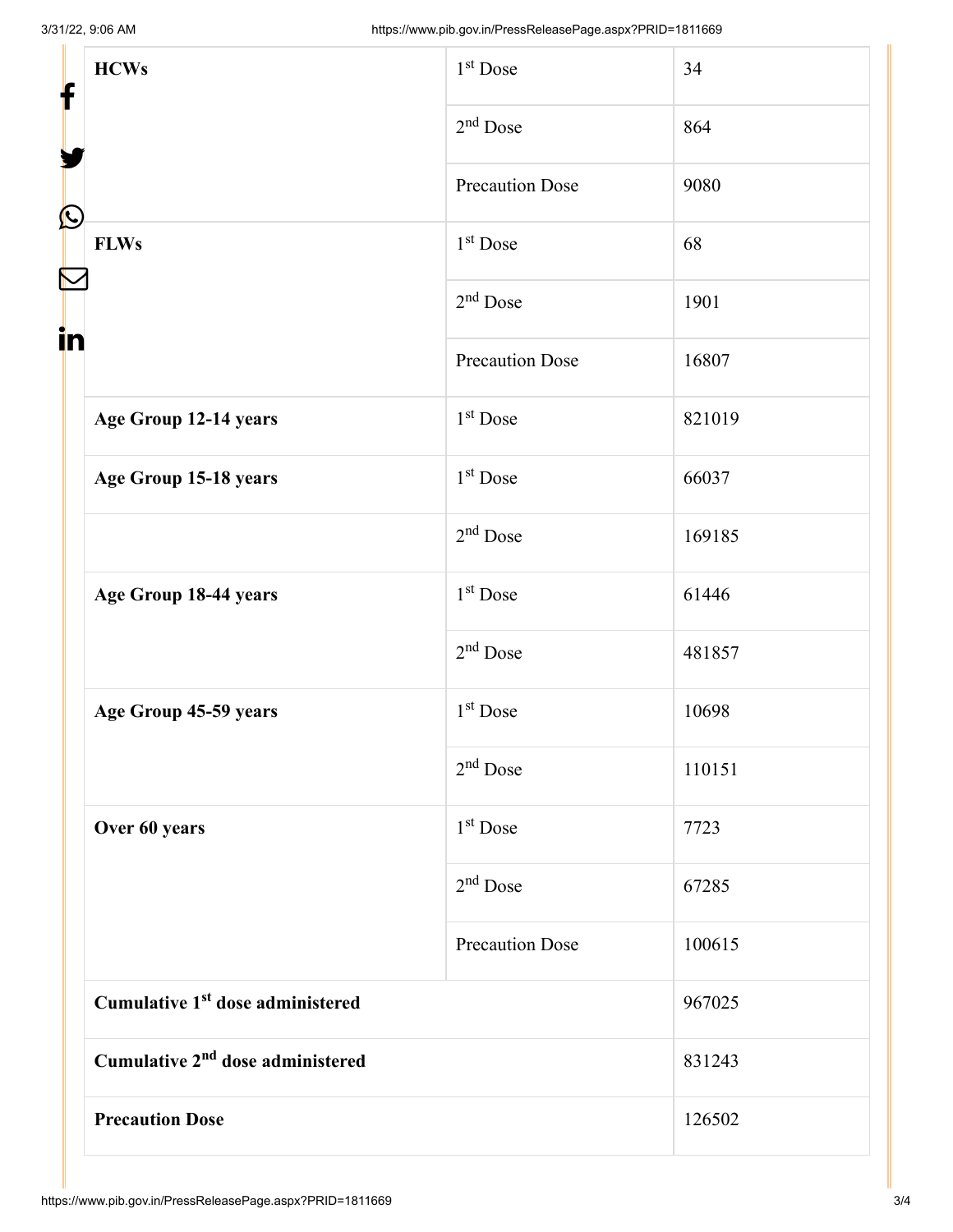| HCWs | 1st Dose | 34 |
|---|---|---|
| | 2nd Dose | 864 |
| | Precaution Dose | 9080 |
| FLWs | 1st Dose | 68 |
| | 2nd Dose | 1901 |
| | Precaution Dose | 16807 |
| Age Group 12-14 years | 1st Dose | 821019 |
| Age Group 15-18 years | 1st Dose | 66037 |
| | 2nd Dose | 169185 |
| Age Group 18-44 years | 1st Dose | 61446 |
| | 2nd Dose | 481857 |
| Age Group 45-59 years | 1st Dose | 10698 |
| | 2nd Dose | 110151 |
| Over 60 years | 1st Dose | 7723 |
| | 2nd Dose | 67285 |
| | Precaution Dose | 100615 |
| Cumulative 1st dose administered | | 967025 |
| Cumulative 2nd dose administered | | 831243 |
| Precaution Dose | | 126502 |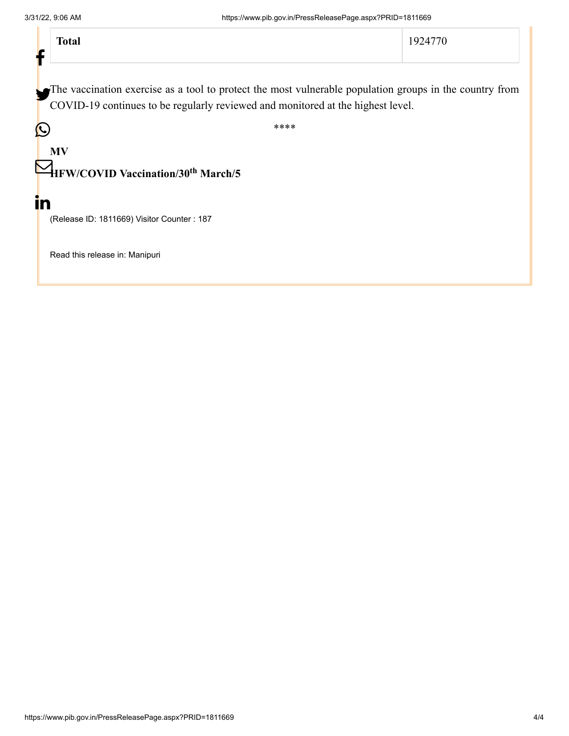| | |
|---|---|
| **Total** | 1924770 |

The vaccination exercise as a tool to protect the most vulnerable population groups in the country from COVID-19 continues to be regularly reviewed and monitored at the highest level.

****

**MV**

**HFW/COVID Vaccination/30th March/5**

(Release ID: 1811669) Visitor Counter : 187

Read this release in: Manipuri